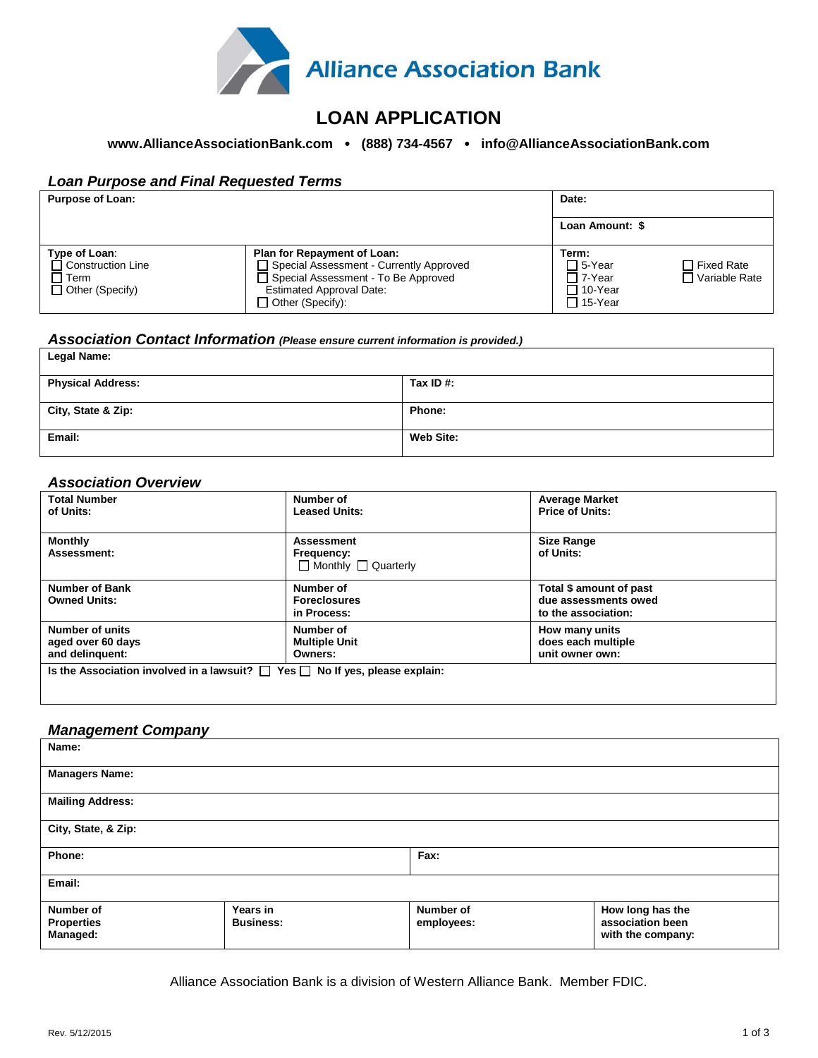# Alliance Association Bank

## LOAN APPLICATION

**www.AllianceAssociationBank.com • (888) 734-4567 • info@AllianceAssociationBank.com**

### *Loan Purpose and Final Requested Terms*

| **Purpose of Loan:** | | **Date:** |
|---|---|---|
| | | **Loan Amount: $** |
| **Type of Loan**:<br>☐ Construction Line<br>☐ Term<br>☐ Other (Specify) | **Plan for Repayment of Loan:**<br>☐ Special Assessment - Currently Approved<br>☐ Special Assessment - To Be Approved<br>Estimated Approval Date:<br>☐ Other (Specify): | **Term:**<br>☐ 5-Year ☐ Fixed Rate<br>☐ 7-Year ☐ Variable Rate<br>☐ 10-Year<br>☐ 15-Year |

### *Association Contact Information* *(Please ensure current information is provided.)*

| **Legal Name:** | |
|---|---|
| **Physical Address:** | **Tax ID #:** |
| **City, State & Zip:** | **Phone:** |
| **Email:** | **Web Site:** |

### *Association Overview*

| **Total Number of Units:** | **Number of Leased Units:** | **Average Market Price of Units:** |
|---|---|---|
| **Monthly Assessment:** | **Assessment Frequency:**<br>☐ Monthly ☐ Quarterly | **Size Range of Units:** |
| **Number of Bank Owned Units:** | **Number of Foreclosures in Process:** | **Total $ amount of past due assessments owed to the association:** |
| **Number of units aged over 60 days and delinquent:** | **Number of Multiple Unit Owners:** | **How many units does each multiple unit owner own:** |
| **Is the Association involved in a lawsuit? ☐ Yes ☐ No If yes, please explain:** | | |

### *Management Company*

| **Name:** | | | |
|---|---|---|---|
| **Managers Name:** | | | |
| **Mailing Address:** | | | |
| **City, State, & Zip:** | | | |
| **Phone:** | | **Fax:** | |
| **Email:** | | | |
| **Number of Properties Managed:** | **Years in Business:** | **Number of employees:** | **How long has the association been with the company:** |

Alliance Association Bank is a division of Western Alliance Bank. Member FDIC.

Rev. 5/12/2015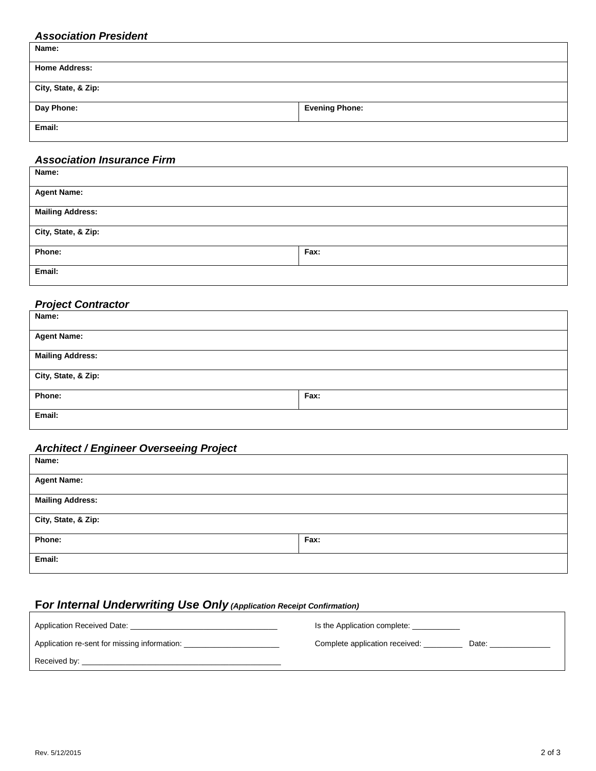### *Association President*

| Name: | |
|---|---|
| Home Address: | |
| City, State, & Zip: | |
| Day Phone: | Evening Phone: |
| Email: | |

### *Association Insurance Firm*

| Name: | |
|---|---|
| Agent Name: | |
| Mailing Address: | |
| City, State, & Zip: | |
| Phone: | Fax: |
| Email: | |

### *Project Contractor*

| Name: | |
|---|---|
| Agent Name: | |
| Mailing Address: | |
| City, State, & Zip: | |
| Phone: | Fax: |
| Email: | |

### *Architect / Engineer Overseeing Project*

| Name: | |
|---|---|
| Agent Name: | |
| Mailing Address: | |
| City, State, & Zip: | |
| Phone: | Fax: |
| Email: | |

### F*or Internal Underwriting Use Only* *(Application Receipt Confirmation)*

Application Received Date: ______________________________ Is the Application complete: __________

Application re-sent for missing information: ____________________ Complete application received: ________ Date: ____________

Received by: ____________________________________________

Rev. 5/12/2015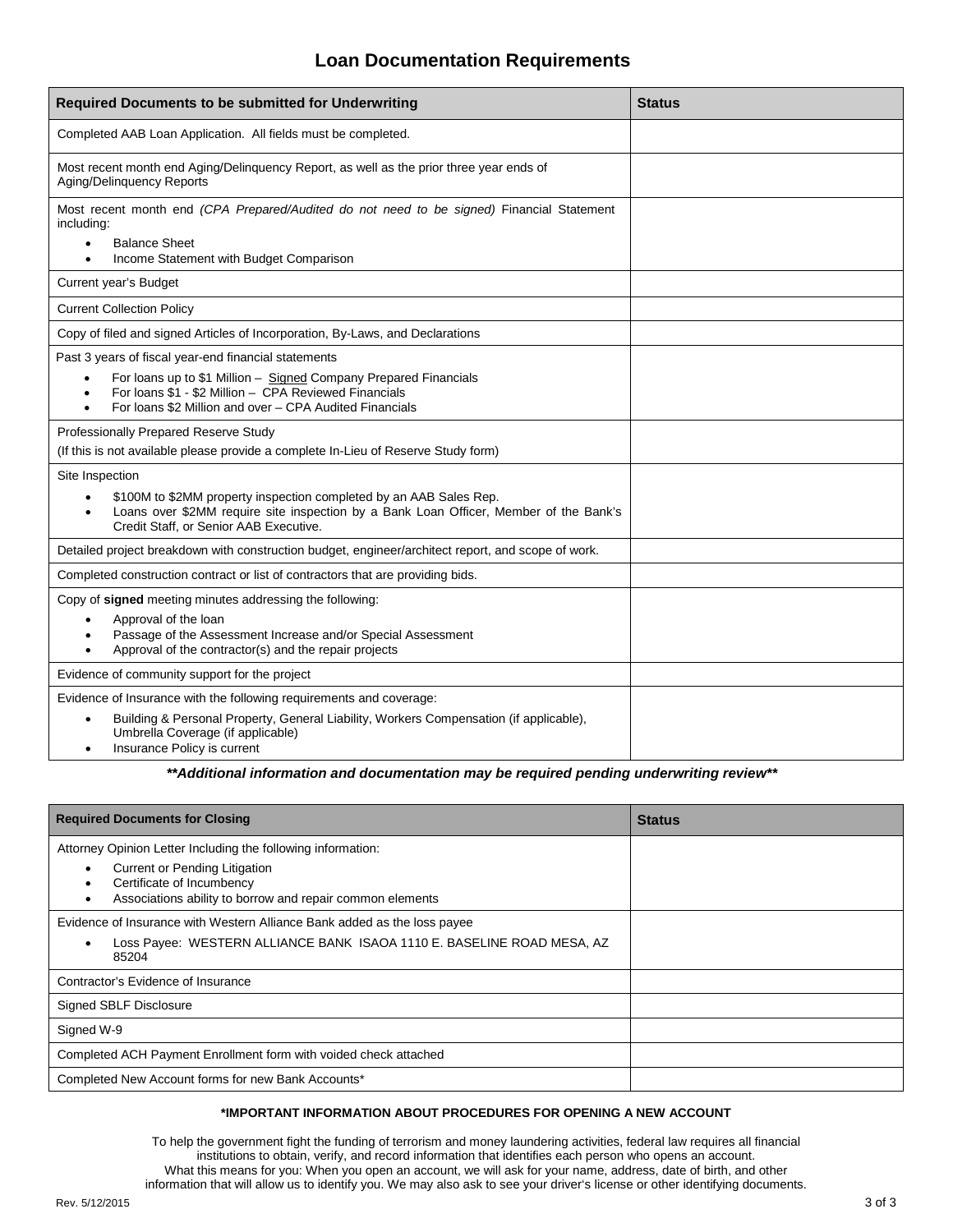# Loan Documentation Requirements

| Required Documents to be submitted for Underwriting | Status |
|---|---|
| Completed AAB Loan Application. All fields must be completed. | |
| Most recent month end Aging/Delinquency Report, as well as the prior three year ends of Aging/Delinquency Reports | |
| Most recent month end *(CPA Prepared/Audited do not need to be signed)* Financial Statement including:<br>• Balance Sheet<br>• Income Statement with Budget Comparison | |
| Current year's Budget | |
| Current Collection Policy | |
| Copy of filed and signed Articles of Incorporation, By-Laws, and Declarations | |
| Past 3 years of fiscal year-end financial statements<br>• For loans up to $1 Million – <u>Signed</u> Company Prepared Financials<br>• For loans $1 - $2 Million – CPA Reviewed Financials<br>• For loans $2 Million and over – CPA Audited Financials | |
| Professionally Prepared Reserve Study<br>(If this is not available please provide a complete In-Lieu of Reserve Study form) | |
| Site Inspection<br>• $100M to $2MM property inspection completed by an AAB Sales Rep.<br>• Loans over $2MM require site inspection by a Bank Loan Officer, Member of the Bank's Credit Staff, or Senior AAB Executive. | |
| Detailed project breakdown with construction budget, engineer/architect report, and scope of work. | |
| Completed construction contract or list of contractors that are providing bids. | |
| Copy of **signed** meeting minutes addressing the following:<br>• Approval of the loan<br>• Passage of the Assessment Increase and/or Special Assessment<br>• Approval of the contractor(s) and the repair projects | |
| Evidence of community support for the project | |
| Evidence of Insurance with the following requirements and coverage:<br>• Building & Personal Property, General Liability, Workers Compensation (if applicable), Umbrella Coverage (if applicable)<br>• Insurance Policy is current | |

***\*\*Additional information and documentation may be required pending underwriting review\*\****

| Required Documents for Closing | Status |
|---|---|
| Attorney Opinion Letter Including the following information:<br>• Current or Pending Litigation<br>• Certificate of Incumbency<br>• Associations ability to borrow and repair common elements | |
| Evidence of Insurance with Western Alliance Bank added as the loss payee<br>• Loss Payee: WESTERN ALLIANCE BANK ISAOA 1110 E. BASELINE ROAD MESA, AZ 85204 | |
| Contractor's Evidence of Insurance | |
| Signed SBLF Disclosure | |
| Signed W-9 | |
| Completed ACH Payment Enrollment form with voided check attached | |
| Completed New Account forms for new Bank Accounts* | |

**\*IMPORTANT INFORMATION ABOUT PROCEDURES FOR OPENING A NEW ACCOUNT**

To help the government fight the funding of terrorism and money laundering activities, federal law requires all financial institutions to obtain, verify, and record information that identifies each person who opens an account.
What this means for you: When you open an account, we will ask for your name, address, date of birth, and other information that will allow us to identify you. We may also ask to see your driver's license or other identifying documents.

Rev. 5/12/2015